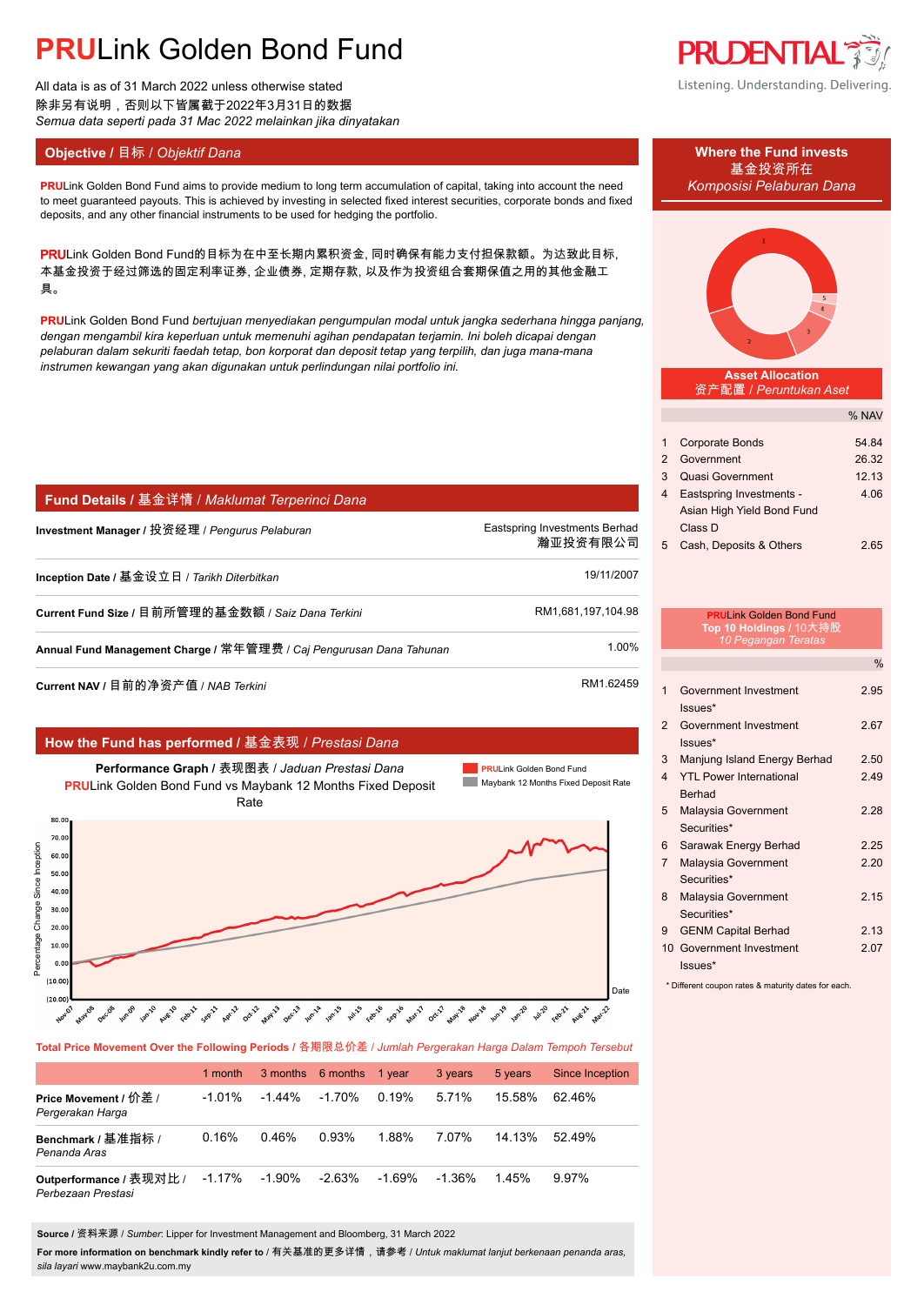# PRULink Golden Bond Fund

All data is as of 31 March 2022 unless otherwise stated
除非另有说明，否则以下皆属截于2022年3月31日的数据
*Semua data seperti pada 31 Mac 2022 melainkan jika dinyatakan*

## Objective / 目标 / *Objektif Dana*

**PRU**Link Golden Bond Fund aims to provide medium to long term accumulation of capital, taking into account the need to meet guaranteed payouts. This is achieved by investing in selected fixed interest securities, corporate bonds and fixed deposits, and any other financial instruments to be used for hedging the portfolio.

**PRU**Link Golden Bond Fund的目标为在中至长期内累积资金, 同时确保有能力支付担保款额。为达致此目标, 本基金投资于经过筛选的固定利率证券, 企业债券, 定期存款, 以及作为投资组合套期保值之用的其他金融工具。

**PRU**Link Golden Bond Fund *bertujuan menyediakan pengumpulan modal untuk jangka sederhana hingga panjang, dengan mengambil kira keperluan untuk memenuhi agihan pendapatan terjamin. Ini boleh dicapai dengan pelaburan dalam sekuriti faedah tetap, bon korporat dan deposit tetap yang terpilih, dan juga mana-mana instrumen kewangan yang akan digunakan untuk perlindungan nilai portfolio ini.*

## Fund Details / 基金详情 / *Maklumat Terperinci Dana*

| | |
|---|---|
| **Investment Manager** / 投资经理 / *Pengurus Pelaburan* | Eastspring Investments Berhad 瀚亚投资有限公司 |
| **Inception Date** / 基金设立日 / *Tarikh Diterbitkan* | 19/11/2007 |
| **Current Fund Size** / 目前所管理的基金数额 / *Saiz Dana Terkini* | RM1,681,197,104.98 |
| **Annual Fund Management Charge** / 常年管理费 / *Caj Pengurusan Dana Tahunan* | 1.00% |
| **Current NAV** / 目前的净资产值 / *NAB Terkini* | RM1.62459 |

## How the Fund has performed / 基金表现 / *Prestasi Dana*

**Performance Graph** / 表现图表 / *Jaduan Prestasi Dana*
**PRU**Link Golden Bond Fund vs Maybank 12 Months Fixed Deposit Rate

**Total Price Movement Over the Following Periods / 各期限总价差 / *Jumlah Pergerakan Harga Dalam Tempoh Tersebut***

| | 1 month | 3 months | 6 months | 1 year | 3 years | 5 years | Since Inception |
|---|---|---|---|---|---|---|---|
| **Price Movement** / 价差 / *Pergerakan Harga* | -1.01% | -1.44% | -1.70% | 0.19% | 5.71% | 15.58% | 62.46% |
| **Benchmark** / 基准指标 / *Penanda Aras* | 0.16% | 0.46% | 0.93% | 1.88% | 7.07% | 14.13% | 52.49% |
| **Outperformance** / 表现对比 / *Perbezaan Prestasi* | -1.17% | -1.90% | -2.63% | -1.69% | -1.36% | 1.45% | 9.97% |

**Source** / 资料来源 / *Sumber*: Lipper for Investment Management and Bloomberg, 31 March 2022

**For more information on benchmark kindly refer to** / 有关基准的更多详情，请参考 / *Untuk maklumat lanjut berkenaan penanda aras, sila layari* www.maybank2u.com.my

## Where the Fund invests / 基金投资所在 / *Komposisi Pelaburan Dana*

### Asset Allocation / 资产配置 / *Peruntukan Aset*

| | | % NAV |
|---|---|---|
| 1 | Corporate Bonds | 54.84 |
| 2 | Government | 26.32 |
| 3 | Quasi Government | 12.13 |
| 4 | Eastspring Investments - Asian High Yield Bond Fund Class D | 4.06 |
| 5 | Cash, Deposits & Others | 2.65 |

### PRULink Golden Bond Fund Top 10 Holdings / 10大持股 / *10 Pegangan Teratas*

| | | % |
|---|---|---|
| 1 | Government Investment Issues* | 2.95 |
| 2 | Government Investment Issues* | 2.67 |
| 3 | Manjung Island Energy Berhad | 2.50 |
| 4 | YTL Power International Berhad | 2.49 |
| 5 | Malaysia Government Securities* | 2.28 |
| 6 | Sarawak Energy Berhad | 2.25 |
| 7 | Malaysia Government Securities* | 2.20 |
| 8 | Malaysia Government Securities* | 2.15 |
| 9 | GENM Capital Berhad | 2.13 |
| 10 | Government Investment Issues* | 2.07 |

\* Different coupon rates & maturity dates for each.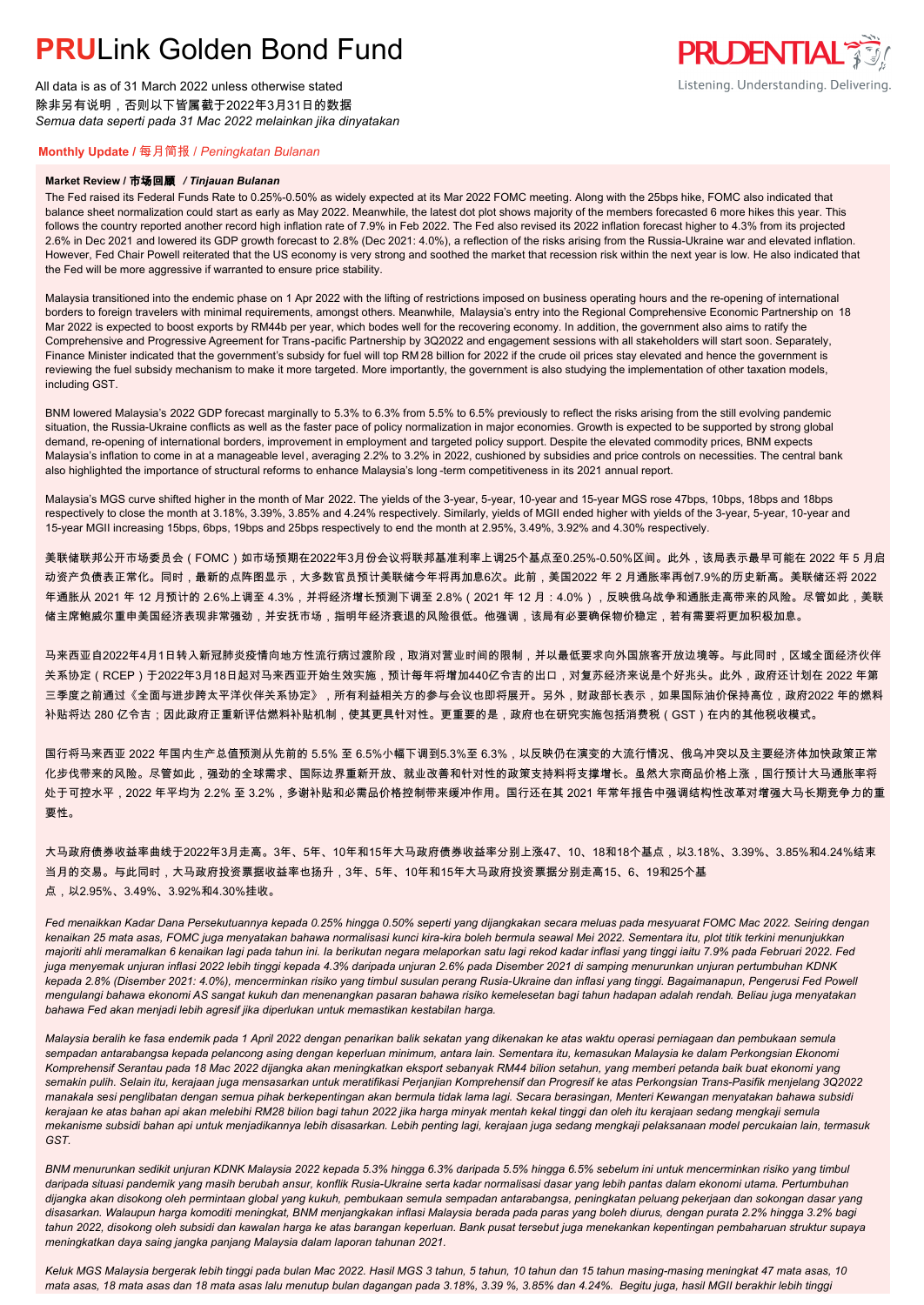# PRULink Golden Bond Fund

All data is as of 31 March 2022 unless otherwise stated
除非另有说明，否则以下皆属截于2022年3月31日的数据
*Semua data seperti pada 31 Mac 2022 melainkan jika dinyatakan*

## Monthly Update / 每月简报 / *Peningkatan Bulanan*

### Market Review / 市场回顾 / *Tinjauan Bulanan*

The Fed raised its Federal Funds Rate to 0.25%-0.50% as widely expected at its Mar 2022 FOMC meeting. Along with the 25bps hike, FOMC also indicated that balance sheet normalization could start as early as May 2022. Meanwhile, the latest dot plot shows majority of the members forecasted 6 more hikes this year. This follows the country reported another record high inflation rate of 7.9% in Feb 2022. The Fed also revised its 2022 inflation forecast higher to 4.3% from its projected 2.6% in Dec 2021 and lowered its GDP growth forecast to 2.8% (Dec 2021: 4.0%), a reflection of the risks arising from the Russia-Ukraine war and elevated inflation. However, Fed Chair Powell reiterated that the US economy is very strong and soothed the market that recession risk within the next year is low. He also indicated that the Fed will be more aggressive if warranted to ensure price stability.

Malaysia transitioned into the endemic phase on 1 Apr 2022 with the lifting of restrictions imposed on business operating hours and the re-opening of international borders to foreign travelers with minimal requirements, amongst others. Meanwhile, Malaysia's entry into the Regional Comprehensive Economic Partnership on 18 Mar 2022 is expected to boost exports by RM44b per year, which bodes well for the recovering economy. In addition, the government also aims to ratify the Comprehensive and Progressive Agreement for Trans-pacific Partnership by 3Q2022 and engagement sessions with all stakeholders will start soon. Separately, Finance Minister indicated that the government's subsidy for fuel will top RM 28 billion for 2022 if the crude oil prices stay elevated and hence the government is reviewing the fuel subsidy mechanism to make it more targeted. More importantly, the government is also studying the implementation of other taxation models, including GST.

BNM lowered Malaysia's 2022 GDP forecast marginally to 5.3% to 6.3% from 5.5% to 6.5% previously to reflect the risks arising from the still evolving pandemic situation, the Russia-Ukraine conflicts as well as the faster pace of policy normalization in major economies. Growth is expected to be supported by strong global demand, re-opening of international borders, improvement in employment and targeted policy support. Despite the elevated commodity prices, BNM expects Malaysia's inflation to come in at a manageable level, averaging 2.2% to 3.2% in 2022, cushioned by subsidies and price controls on necessities. The central bank also highlighted the importance of structural reforms to enhance Malaysia's long-term competitiveness in its 2021 annual report.

Malaysia's MGS curve shifted higher in the month of Mar 2022. The yields of the 3-year, 5-year, 10-year and 15-year MGS rose 47bps, 10bps, 18bps and 18bps respectively to close the month at 3.18%, 3.39%, 3.85% and 4.24% respectively. Similarly, yields of MGII ended higher with yields of the 3-year, 5-year, 10-year and 15-year MGII increasing 15bps, 6bps, 19bps and 25bps respectively to end the month at 2.95%, 3.49%, 3.92% and 4.30% respectively.

美联储联邦公开市场委员会（FOMC）如市场预期在2022年3月份会议将联邦基准利率上调25个基点至0.25%-0.50%区间。此外，该局表示最早可能在 2022 年 5 月启动资产负债表正常化。同时，最新的点阵图显示，大多数官员预计美联储今年将再加息6次。此前，美国2022 年 2 月通胀率再创7.9%的历史新高。美联储还将 2022 年通胀从 2021 年 12 月预计的 2.6%上调至 4.3%，并将经济增长预测下调至 2.8%（2021 年 12 月：4.0%），反映俄乌战争和通胀走高带来的风险。尽管如此，美联储主席鲍威尔重申美国经济表现非常强劲，并安抚市场，指明年经济衰退的风险很低。他强调，该局有必要确保物价稳定，若有需要将更加积极加息。

马来西亚自2022年4月1日转入新冠肺炎疫情向地方性流行病过渡阶段，取消对营业时间的限制，并以最低要求向外国旅客开放边境等。与此同时，区域全面经济伙伴关系协定（RCEP）于2022年3月18日起对马来西亚开始生效实施，预计每年将增加440亿令吉的出口，对复苏经济来说是个好兆头。此外，政府还计划在 2022 年第三季度之前通过《全面与进步跨太平洋伙伴关系协定》，所有利益相关方的参与会议也即将展开。另外，财政部长表示，如果国际油价保持高位，政府2022 年的燃料补贴将达 280 亿令吉；因此政府正重新评估燃料补贴机制，使其更具针对性。更重要的是，政府也在研究实施包括消费税（GST）在内的其他税收模式。

国行将马来西亚 2022 年国内生产总值预测从先前的 5.5% 至 6.5%小幅下调到5.3%至 6.3%，以反映仍在演变的大流行情况、俄乌冲突以及主要经济体加快政策正常化步伐带来的风险。尽管如此，强劲的全球需求、国际边界重新开放、就业改善和针对性的政策支持料将支撑增长。虽然大宗商品价格上涨，国行预计大马通胀率将处于可控水平，2022 年平均为 2.2% 至 3.2%，多谢补贴和必需品价格控制带来缓冲作用。国行还在其 2021 年常年报告中强调结构性改革对增强大马长期竞争力的重要性。

大马政府债券收益率曲线于2022年3月走高。3年、5年、10年和15年大马政府债券收益率分别上涨47、10、18和18个基点，以3.18%、3.39%、3.85%和4.24%结束当月的交易。与此同时，大马政府投资票据收益率也扬升，3年、5年、10年和15年大马政府投资票据分别走高15、6、19和25个基点，以2.95%、3.49%、3.92%和4.30%挂收。

*Fed menaikkan Kadar Dana Persekutuannya kepada 0.25% hingga 0.50% seperti yang dijangkakan secara meluas pada mesyuarat FOMC Mac 2022. Seiring dengan kenaikan 25 mata asas, FOMC juga menyatakan bahawa normalisasi kunci kira-kira boleh bermula seawal Mei 2022. Sementara itu, plot titik terkini menunjukkan majoriti ahli meramalkan 6 kenaikan lagi pada tahun ini. Ia berikutan negara melaporkan satu lagi rekod kadar inflasi yang tinggi iaitu 7.9% pada Februari 2022. Fed juga menyemak unjuran inflasi 2022 lebih tinggi kepada 4.3% daripada unjuran 2.6% pada Disember 2021 di samping menurunkan unjuran pertumbuhan KDNK kepada 2.8% (Disember 2021: 4.0%), mencerminkan risiko yang timbul susulan perang Rusia-Ukraine dan inflasi yang tinggi. Bagaimanapun, Pengerusi Fed Powell mengulangi bahawa ekonomi AS sangat kukuh dan menenangkan pasaran bahawa risiko kemelesetan bagi tahun hadapan adalah rendah. Beliau juga menyatakan bahawa Fed akan menjadi lebih agresif jika diperlukan untuk memastikan kestabilan harga.*

*Malaysia beralih ke fasa endemik pada 1 April 2022 dengan penarikan balik sekatan yang dikenakan ke atas waktu operasi perniagaan dan pembukaan semula sempadan antarabangsa kepada pelancong asing dengan keperluan minimum, antara lain. Sementara itu, kemasukan Malaysia ke dalam Perkongsian Ekonomi Komprehensif Serantau pada 18 Mac 2022 dijangka akan meningkatkan eksport sebanyak RM44 bilion setahun, yang memberi petanda baik buat ekonomi yang semakin pulih. Selain itu, kerajaan juga mensasarkan untuk meratifikasi Perjanjian Komprehensif dan Progresif ke atas Perkongsian Trans-Pasifik menjelang 3Q2022 manakala sesi penglibatan dengan semua pihak berkepentingan akan bermula tidak lama lagi. Secara berasingan, Menteri Kewangan menyatakan bahawa subsidi kerajaan ke atas bahan api akan melebihi RM28 bilion bagi tahun 2022 jika harga minyak mentah kekal tinggi dan oleh itu kerajaan sedang mengkaji semula mekanisme subsidi bahan api untuk menjadikannya lebih disasarkan. Lebih penting lagi, kerajaan juga sedang mengkaji pelaksanaan model percukaian lain, termasuk GST.*

*BNM menurunkan sedikit unjuran KDNK Malaysia 2022 kepada 5.3% hingga 6.3% daripada 5.5% hingga 6.5% sebelum ini untuk mencerminkan risiko yang timbul daripada situasi pandemik yang masih berubah ansur, konflik Rusia-Ukraine serta kadar normalisasi dasar yang lebih pantas dalam ekonomi utama. Pertumbuhan dijangka akan disokong oleh permintaan global yang kukuh, pembukaan semula sempadan antarabangsa, peningkatan peluang pekerjaan dan sokongan dasar yang disasarkan. Walaupun harga komoditi meningkat, BNM menjangkakan inflasi Malaysia berada pada paras yang boleh diurus, dengan purata 2.2% hingga 3.2% bagi tahun 2022, disokong oleh subsidi dan kawalan harga ke atas barangan keperluan. Bank pusat tersebut juga menekankan kepentingan pembaharuan struktur supaya meningkatkan daya saing jangka panjang Malaysia dalam laporan tahunan 2021.*

*Keluk MGS Malaysia bergerak lebih tinggi pada bulan Mac 2022. Hasil MGS 3 tahun, 5 tahun, 10 tahun dan 15 tahun masing-masing meningkat 47 mata asas, 10 mata asas, 18 mata asas dan 18 mata asas lalu menutup bulan dagangan pada 3.18%, 3.39 %, 3.85% dan 4.24%. Begitu juga, hasil MGII berakhir lebih tinggi*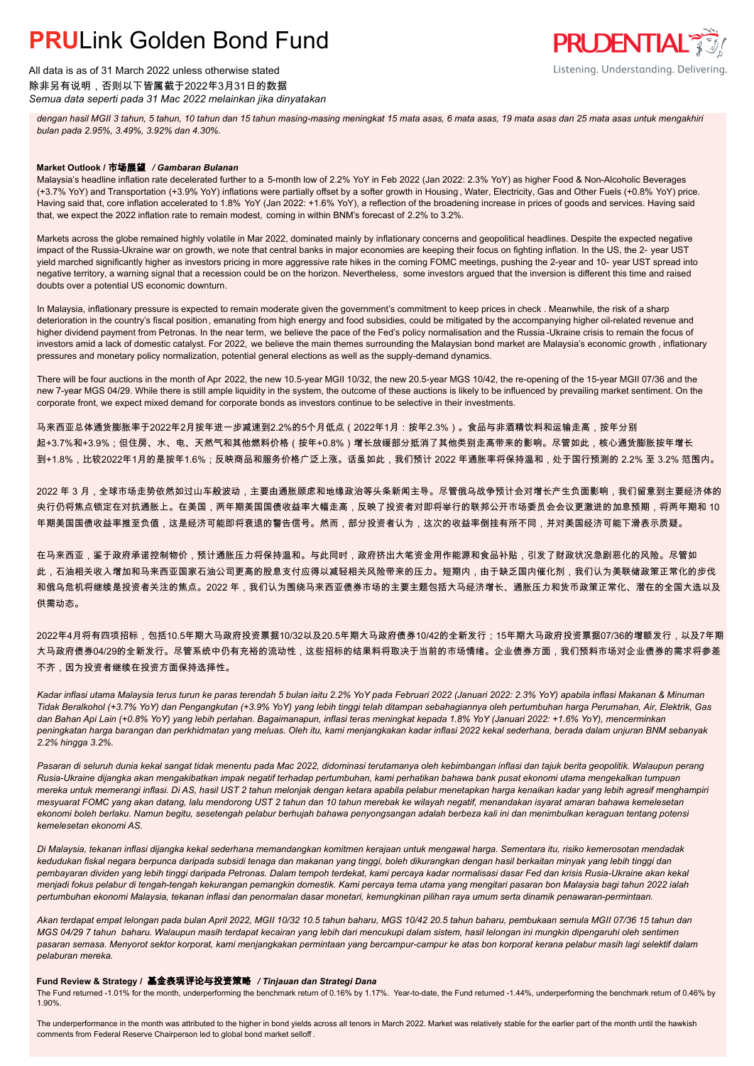*dengan hasil MGII 3 tahun, 5 tahun, 10 tahun dan 15 tahun masing-masing meningkat 15 mata asas, 6 mata asas, 19 mata asas dan 25 mata asas untuk mengakhiri bulan pada 2.95%, 3.49%, 3.92% dan 4.30%.*

**Market Outlook / 市场展望** */ Gambaran Bulanan*

Malaysia's headline inflation rate decelerated further to a 5-month low of 2.2% YoY in Feb 2022 (Jan 2022: 2.3% YoY) as higher Food & Non-Alcoholic Beverages (+3.7% YoY) and Transportation (+3.9% YoY) inflations were partially offset by a softer growth in Housing, Water, Electricity, Gas and Other Fuels (+0.8% YoY) price. Having said that, core inflation accelerated to 1.8% YoY (Jan 2022: +1.6% YoY), a reflection of the broadening increase in prices of goods and services. Having said that, we expect the 2022 inflation rate to remain modest, coming in within BNM's forecast of 2.2% to 3.2%.

Markets across the globe remained highly volatile in Mar 2022, dominated mainly by inflationary concerns and geopolitical headlines. Despite the expected negative impact of the Russia-Ukraine war on growth, we note that central banks in major economies are keeping their focus on fighting inflation. In the US, the 2- year UST yield marched significantly higher as investors pricing in more aggressive rate hikes in the coming FOMC meetings, pushing the 2-year and 10- year UST spread into negative territory, a warning signal that a recession could be on the horizon. Nevertheless, some investors argued that the inversion is different this time and raised doubts over a potential US economic downturn.

In Malaysia, inflationary pressure is expected to remain moderate given the government's commitment to keep prices in check . Meanwhile, the risk of a sharp deterioration in the country's fiscal position, emanating from high energy and food subsidies, could be mitigated by the accompanying higher oil-related revenue and higher dividend payment from Petronas. In the near term, we believe the pace of the Fed's policy normalisation and the Russia-Ukraine crisis to remain the focus of investors amid a lack of domestic catalyst. For 2022, we believe the main themes surrounding the Malaysian bond market are Malaysia's economic growth , inflationary pressures and monetary policy normalization, potential general elections as well as the supply-demand dynamics.

There will be four auctions in the month of Apr 2022, the new 10.5-year MGII 10/32, the new 20.5-year MGS 10/42, the re-opening of the 15-year MGII 07/36 and the new 7-year MGS 04/29. While there is still ample liquidity in the system, the outcome of these auctions is likely to be influenced by prevailing market sentiment. On the corporate front, we expect mixed demand for corporate bonds as investors continue to be selective in their investments.

马来西亚总体通货膨胀率于2022年2月按年进一步减速到2.2%的5个月低点（2022年1月：按年2.3%）。食品与非酒精饮料和运输走高，按年分别起+3.7%和+3.9%；但住房、水、电、天然气和其他燃料价格（按年+0.8%）增长放缓部分抵消了其他类别走高带来的影响。尽管如此，核心通货膨胀按年增长到+1.8%，比较2022年1月的是按年1.6%；反映商品和服务价格广泛上涨。话虽如此，我们预计 2022 年通胀率将保持温和，处于国行预测的 2.2% 至 3.2% 范围内。

2022 年 3 月，全球市场走势依然如过山车般波动，主要由通胀顾虑和地缘政治等头条新闻主导。尽管俄乌战争预计会对增长产生负面影响，我们留意到主要经济体的央行仍将焦点锁定在对抗通胀上。在美国，两年期美国国债收益率大幅走高，反映了投资者对即将举行的联邦公开市场委员会会议更激进的加息预期，将两年期和 10 年期美国国债收益率推至负值，这是经济可能即将衰退的警告信号。然而，部分投资者认为，这次的收益率倒挂有所不同，并对美国经济可能下滑表示质疑。

在马来西亚，鉴于政府承诺控制物价，预计通胀压力将保持温和。与此同时，政府挤出大笔资金用作能源和食品补贴，引发了财政状况急剧恶化的风险。尽管如此，石油相关收入增加和马来西亚国家石油公司更高的股息支付应得以减轻相关风险带来的压力。短期内，由于缺乏国内催化剂，我们认为美联储政策正常化的步伐和俄乌危机将继续是投资者关注的焦点。2022 年，我们认为围绕马来西亚债券市场的主要主题包括大马经济增长、通胀压力和货币政策正常化、潜在的全国大选以及供需动态。

2022年4月将有四项招标，包括10.5年期大马政府投资票据10/32以及20.5年期大马政府债券10/42的全新发行；15年期大马政府投资票据07/36的增额发行，以及7年期大马政府债券04/29的全新发行。尽管系统中仍有充裕的流动性，这些招标的结果料将取决于当前的市场情绪。企业债券方面，我们预料市场对企业债券的需求将参差不齐，因为投资者继续在投资方面保持选择性。

*Kadar inflasi utama Malaysia terus turun ke paras terendah 5 bulan iaitu 2.2% YoY pada Februari 2022 (Januari 2022: 2.3% YoY) apabila inflasi Makanan & Minuman Tidak Beralkohol (+3.7% YoY) dan Pengangkutan (+3.9% YoY) yang lebih tinggi telah ditampan sebahagiannya oleh pertumbuhan harga Perumahan, Air, Elektrik, Gas dan Bahan Api Lain (+0.8% YoY) yang lebih perlahan. Bagaimanapun, inflasi teras meningkat kepada 1.8% YoY (Januari 2022: +1.6% YoY), mencerminkan peningkatan harga barangan dan perkhidmatan yang meluas. Oleh itu, kami menjangkakan kadar inflasi 2022 kekal sederhana, berada dalam unjuran BNM sebanyak 2.2% hingga 3.2%.*

*Pasaran di seluruh dunia kekal sangat tidak menentu pada Mac 2022, didominasi terutamanya oleh kebimbangan inflasi dan tajuk berita geopolitik. Walaupun perang Rusia-Ukraine dijangka akan mengakibatkan impak negatif terhadap pertumbuhan, kami perhatikan bahawa bank pusat ekonomi utama mengekalkan tumpuan mereka untuk memerangi inflasi. Di AS, hasil UST 2 tahun melonjak dengan ketara apabila pelabur menetapkan harga kenaikan kadar yang lebih agresif menghampiri mesyuarat FOMC yang akan datang, lalu mendorong UST 2 tahun dan 10 tahun merebak ke wilayah negatif, menandakan isyarat amaran bahawa kemelesetan ekonomi boleh berlaku. Namun begitu, sesetengah pelabur berhujah bahawa penyongsangan adalah berbeza kali ini dan menimbulkan keraguan tentang potensi kemelesetan ekonomi AS.*

*Di Malaysia, tekanan inflasi dijangka kekal sederhana memandangkan komitmen kerajaan untuk mengawal harga. Sementara itu, risiko kemerosotan mendadak kedudukan fiskal negara berpunca daripada subsidi tenaga dan makanan yang tinggi, boleh dikurangkan dengan hasil berkaitan minyak yang lebih tinggi dan pembayaran dividen yang lebih tinggi daripada Petronas. Dalam tempoh terdekat, kami percaya kadar normalisasi dasar Fed dan krisis Rusia-Ukraine akan kekal menjadi fokus pelabur di tengah-tengah kekurangan pemangkin domestik. Kami percaya tema utama yang mengitari pasaran bon Malaysia bagi tahun 2022 ialah pertumbuhan ekonomi Malaysia, tekanan inflasi dan penormalan dasar monetari, kemungkinan pilihan raya umum serta dinamik penawaran-permintaan.*

*Akan terdapat empat lelongan pada bulan April 2022, MGII 10/32 10.5 tahun baharu, MGS 10/42 20.5 tahun baharu, pembukaan semula MGII 07/36 15 tahun dan MGS 04/29 7 tahun baharu. Walaupun masih terdapat kecairan yang lebih dari mencukupi dalam sistem, hasil lelongan ini mungkin dipengaruhi oleh sentimen pasaran semasa. Menyorot sektor korporat, kami menjangkakan permintaan yang bercampur-campur ke atas bon korporat kerana pelabur masih lagi selektif dalam pelaburan mereka.*

**Fund Review & Strategy / 基金表现评论与投资策略** */ Tinjauan dan Strategi Dana*

The Fund returned -1.01% for the month, underperforming the benchmark return of 0.16% by 1.17%. Year-to-date, the Fund returned -1.44%, underperforming the benchmark return of 0.46% by 1.90%.

The underperformance in the month was attributed to the higher in bond yields across all tenors in March 2022. Market was relatively stable for the earlier part of the month until the hawkish comments from Federal Reserve Chairperson led to global bond market selloff .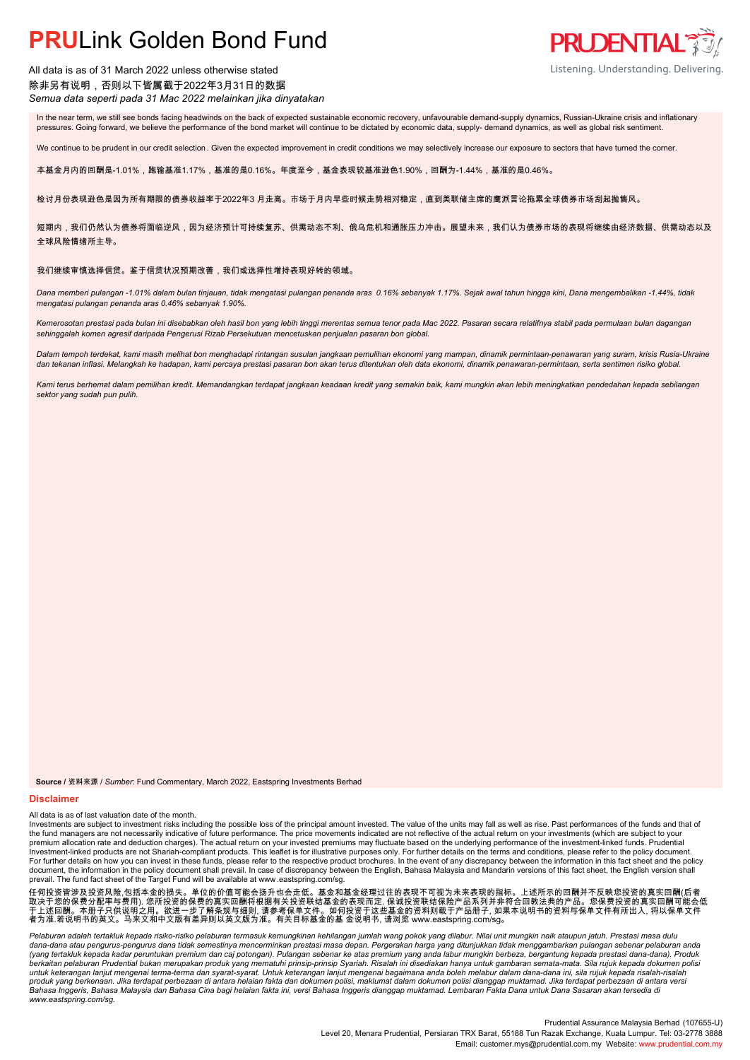# **PRU**Link Golden Bond Fund

All data is as of 31 March 2022 unless otherwise stated

除非另有说明，否则以下皆属截于2022年3月31日的数据

*Semua data seperti pada 31 Mac 2022 melainkan jika dinyatakan*

In the near term, we still see bonds facing headwinds on the back of expected sustainable economic recovery, unfavourable demand-supply dynamics, Russian-Ukraine crisis and inflationary pressures. Going forward, we believe the performance of the bond market will continue to be dictated by economic data, supply- demand dynamics, as well as global risk sentiment.

We continue to be prudent in our credit selection . Given the expected improvement in credit conditions we may selectively increase our exposure to sectors that have turned the corner.

本基金月内的回酬是-1.01%，跑输基准1.17%，基准的是0.16%。年度至今，基金表现较基准逊色1.90%，回酬为-1.44%，基准的是0.46%。

检讨月份表现逊色是因为所有期限的债券收益率于2022年3 月走高。市场于月内早些时候走势相对稳定，直到美联储主席的鹰派言论拖累全球债券市场刮起抛售风。

短期内，我们仍然认为债券将面临逆风，因为经济预计可持续复苏、供需动态不利、俄乌危机和通胀压力冲击。展望未来，我们认为债券市场的表现将继续由经济数据、供需动态以及全球风险情绪所主导。

我们继续审慎选择信贷。鉴于信贷状况预期改善，我们或选择性增持表现好转的领域。

*Dana memberi pulangan -1.01% dalam bulan tinjauan, tidak mengatasi pulangan penanda aras 0.16% sebanyak 1.17%. Sejak awal tahun hingga kini, Dana mengembalikan -1.44%, tidak mengatasi pulangan penanda aras 0.46% sebanyak 1.90%.*

*Kemerosotan prestasi pada bulan ini disebabkan oleh hasil bon yang lebih tinggi merentas semua tenor pada Mac 2022. Pasaran secara relatifnya stabil pada permulaan bulan dagangan sehinggalah komen agresif daripada Pengerusi Rizab Persekutuan mencetuskan penjualan pasaran bon global.*

*Dalam tempoh terdekat, kami masih melihat bon menghadapi rintangan susulan jangkaan pemulihan ekonomi yang mampan, dinamik permintaan-penawaran yang suram, krisis Rusia-Ukraine dan tekanan inflasi. Melangkah ke hadapan, kami percaya prestasi pasaran bon akan terus ditentukan oleh data ekonomi, dinamik penawaran-permintaan, serta sentimen risiko global.*

*Kami terus berhemat dalam pemilihan kredit. Memandangkan terdapat jangkaan keadaan kredit yang semakin baik, kami mungkin akan lebih meningkatkan pendedahan kepada sebilangan sektor yang sudah pun pulih.*

**Source** / 资料来源 / *Sumber*: Fund Commentary, March 2022, Eastspring Investments Berhad

## Disclaimer

All data is as of last valuation date of the month.
Investments are subject to investment risks including the possible loss of the principal amount invested. The value of the units may fall as well as rise. Past performances of the funds and that of the fund managers are not necessarily indicative of future performance. The price movements indicated are not reflective of the actual return on your investments (which are subject to your premium allocation rate and deduction charges). The actual return on your invested premiums may fluctuate based on the underlying performance of the investment-linked funds. Prudential Investment-linked products are not Shariah-compliant products. This leaflet is for illustrative purposes only. For further details on the terms and conditions, please refer to the policy document. For further details on how you can invest in these funds, please refer to the respective product brochures. In the event of any discrepancy between the information in this fact sheet and the policy document, the information in the policy document shall prevail. In case of discrepancy between the English, Bahasa Malaysia and Mandarin versions of this fact sheet, the English version shall prevail. The fund fact sheet of the Target Fund will be available at www.eastspring.com/sg.

任何投资皆涉及投资风险,包括本金的损失。单位的价值可能会扬升也会走低。基金和基金经理过往的表现不可视为未来表现的指标。上述所示的回酬并不反映您投资的真实回酬(后者取决于您的保费分配率与费用). 您所投资的保费的真实回酬将根据有关投资联结基金的表现而定. 保诚投资联结保险产品系列并非符合回教法典的产品。您保费投资的真实回酬可能会低于上述回酬。本册子只供说明之用。欲进一步了解条规与细则, 请参考保单文件。如何投资于这些基金的资料则载于产品册子, 如果本说明书的资料与保单文件有所出入, 将以保单文件者为准.若说明书的英文。马来文和中文版有差异则以英文版为准。有关目标基金的基 金说明书, 请浏览 www.eastspring.com/sg。

*Pelaburan adalah tertakluk kepada risiko-risiko pelaburan termasuk kemungkinan kehilangan jumlah wang pokok yang dilabur. Nilai unit mungkin naik ataupun jatuh. Prestasi masa dulu dana-dana atau pengurus-pengurus dana tidak semestinya mencerminkan prestasi masa depan. Pergerakan harga yang ditunjukkan tidak menggambarkan pulangan sebenar pelaburan anda (yang tertakluk kepada kadar peruntukan premium dan caj potongan). Pulangan sebenar ke atas premium yang anda labur mungkin berbeza, bergantung kepada prestasi dana-dana). Produk berkaitan pelaburan Prudential bukan merupakan produk yang mematuhi prinsip-prinsip Syariah. Risalah ini disediakan hanya untuk gambaran semata-mata. Sila rujuk kepada dokumen polisi untuk keterangan lanjut mengenai terma-terma dan syarat-syarat. Untuk keterangan lanjut mengenai bagaimana anda boleh melabur dalam dana-dana ini, sila rujuk kepada risalah-risalah produk yang berkenaan. Jika terdapat perbezaan di antara helaian fakta dan dokumen polisi, maklumat dalam dokumen polisi dianggap muktamad. Jika terdapat perbezaan di antara versi Bahasa Inggeris, Bahasa Malaysia dan Bahasa Cina bagi helaian fakta ini, versi Bahasa Inggeris dianggap muktamad. Lembaran Fakta Dana untuk Dana Sasaran akan tersedia di www.eastspring.com/sg.*

Prudential Assurance Malaysia Berhad (107655-U)
Level 20, Menara Prudential, Persiaran TRX Barat, 55188 Tun Razak Exchange, Kuala Lumpur. Tel: 03-2778 3888
Email: customer.mys@prudential.com.my Website: www.prudential.com.my